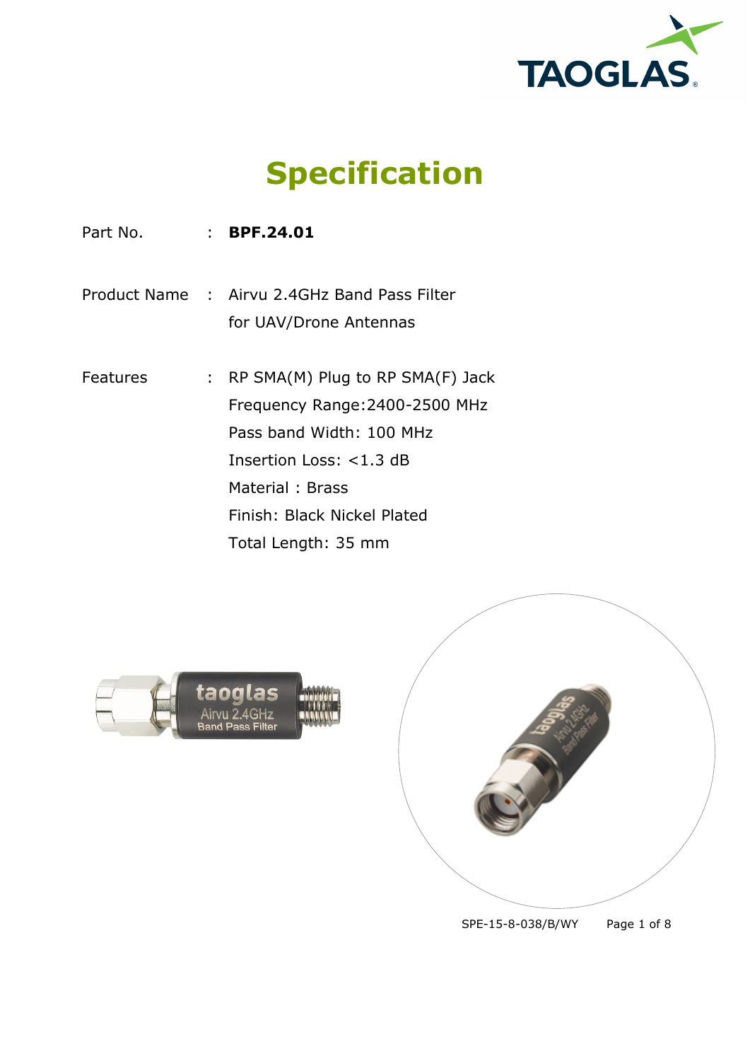# Specification

Part No. : **BPF.24.01**

Product Name : Airvu 2.4GHz Band Pass Filter for UAV/Drone Antennas

Features :
RP SMA(M) Plug to RP SMA(F) Jack
Frequency Range:2400-2500 MHz
Pass band Width: 100 MHz
Insertion Loss: <1.3 dB
Material : Brass
Finish: Black Nickel Plated
Total Length: 35 mm

SPE-15-8-038/B/WY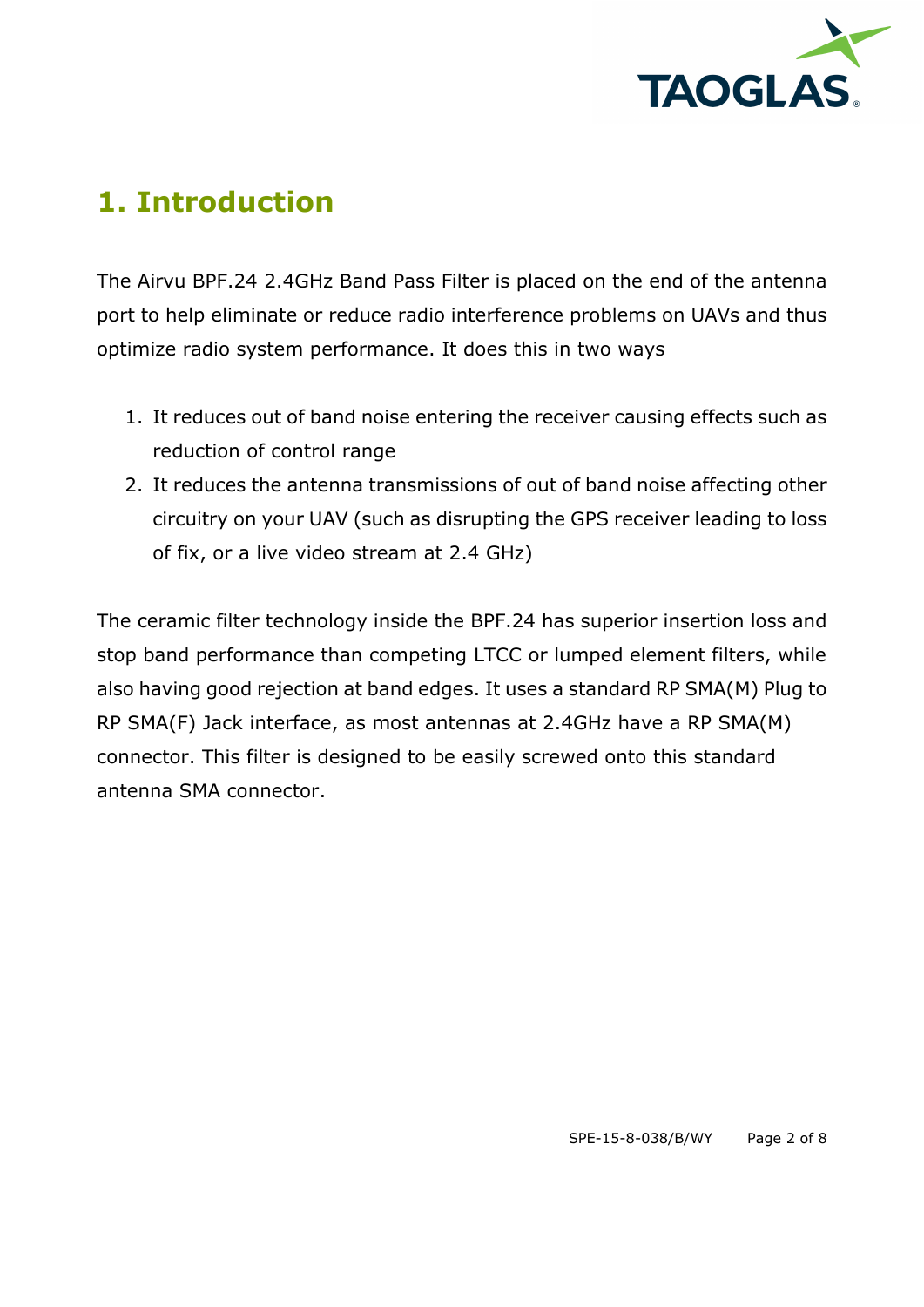# 1. Introduction

The Airvu BPF.24 2.4GHz Band Pass Filter is placed on the end of the antenna port to help eliminate or reduce radio interference problems on UAVs and thus optimize radio system performance. It does this in two ways

1. It reduces out of band noise entering the receiver causing effects such as reduction of control range
2. It reduces the antenna transmissions of out of band noise affecting other circuitry on your UAV (such as disrupting the GPS receiver leading to loss of fix, or a live video stream at 2.4 GHz)

The ceramic filter technology inside the BPF.24 has superior insertion loss and stop band performance than competing LTCC or lumped element filters, while also having good rejection at band edges. It uses a standard RP SMA(M) Plug to RP SMA(F) Jack interface, as most antennas at 2.4GHz have a RP SMA(M) connector. This filter is designed to be easily screwed onto this standard antenna SMA connector.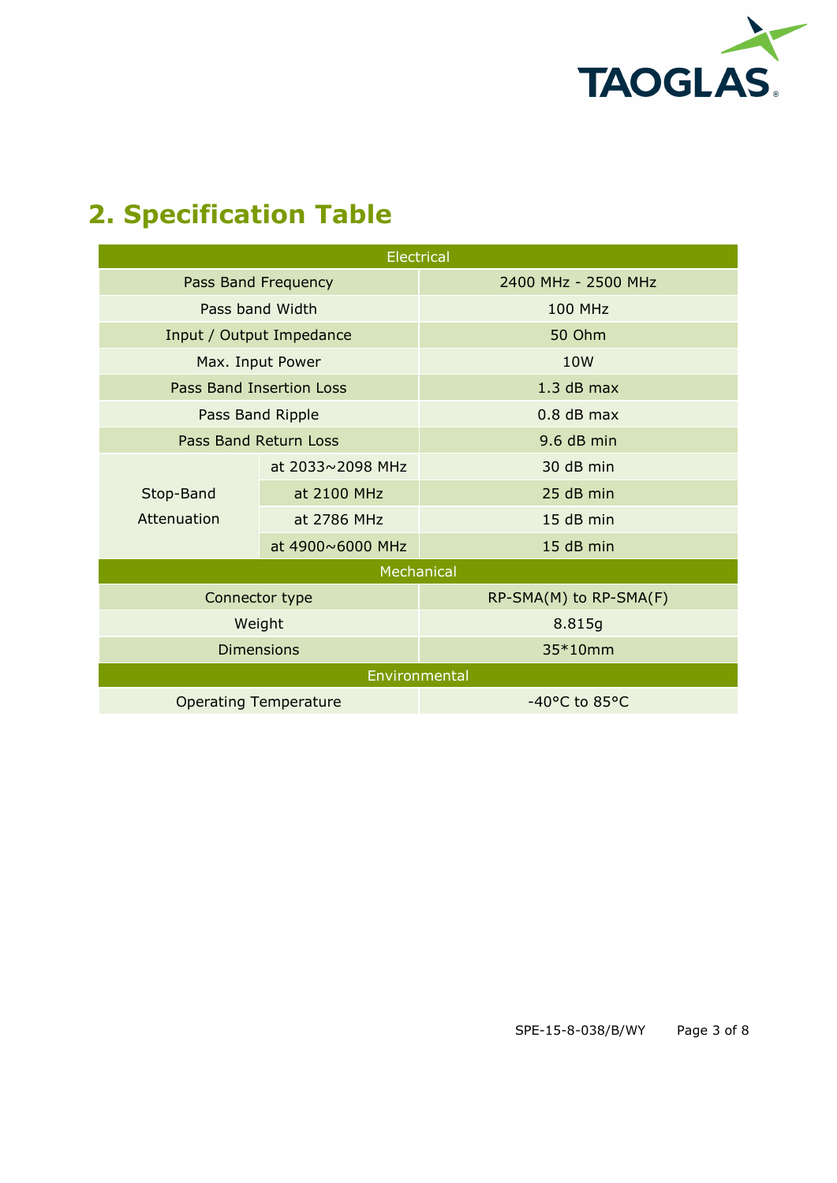## 2. Specification Table

| Electrical | | |
|---|---|---|
| Pass Band Frequency | | 2400 MHz - 2500 MHz |
| Pass band Width | | 100 MHz |
| Input / Output Impedance | | 50 Ohm |
| Max. Input Power | | 10W |
| Pass Band Insertion Loss | | 1.3 dB max |
| Pass Band Ripple | | 0.8 dB max |
| Pass Band Return Loss | | 9.6 dB min |
| Stop-Band Attenuation | at 2033~2098 MHz | 30 dB min |
| | at 2100 MHz | 25 dB min |
| | at 2786 MHz | 15 dB min |
| | at 4900~6000 MHz | 15 dB min |
| **Mechanical** | | |
| Connector type | | RP-SMA(M) to RP-SMA(F) |
| Weight | | 8.815g |
| Dimensions | | 35*10mm |
| **Environmental** | | |
| Operating Temperature | | -40°C to 85°C |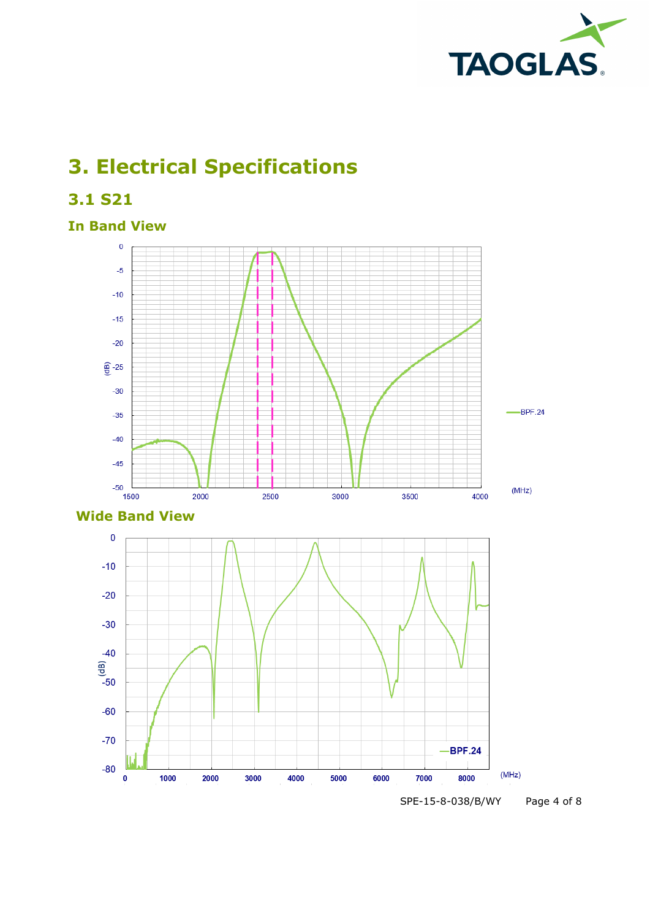# 3. Electrical Specifications

## 3.1 S21

### In Band View

### Wide Band View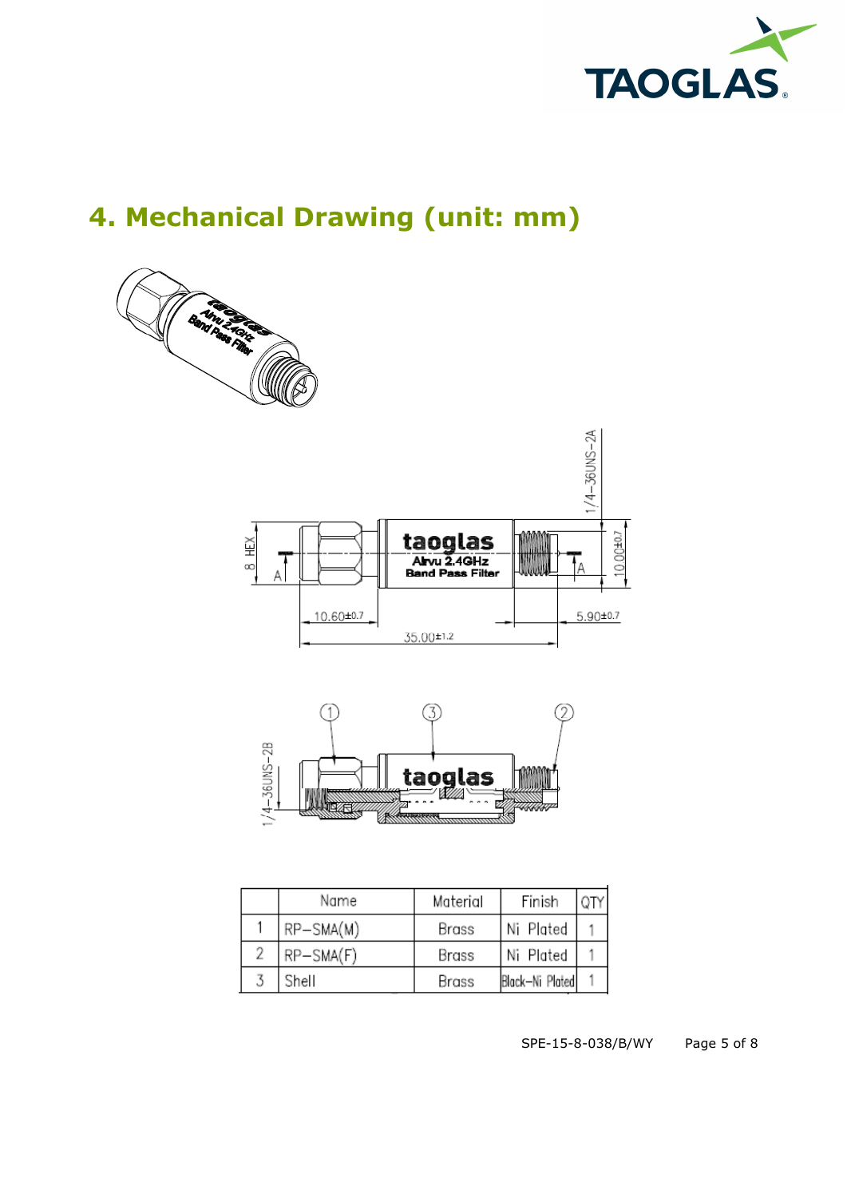## 4. Mechanical Drawing (unit: mm)

| | Name | Material | Finish | QTY |
|---|---|---|---|---|
| 1 | RP–SMA(M) | Brass | Ni Plated | 1 |
| 2 | RP–SMA(F) | Brass | Ni Plated | 1 |
| 3 | Shell | Brass | Black–Ni Plated | 1 |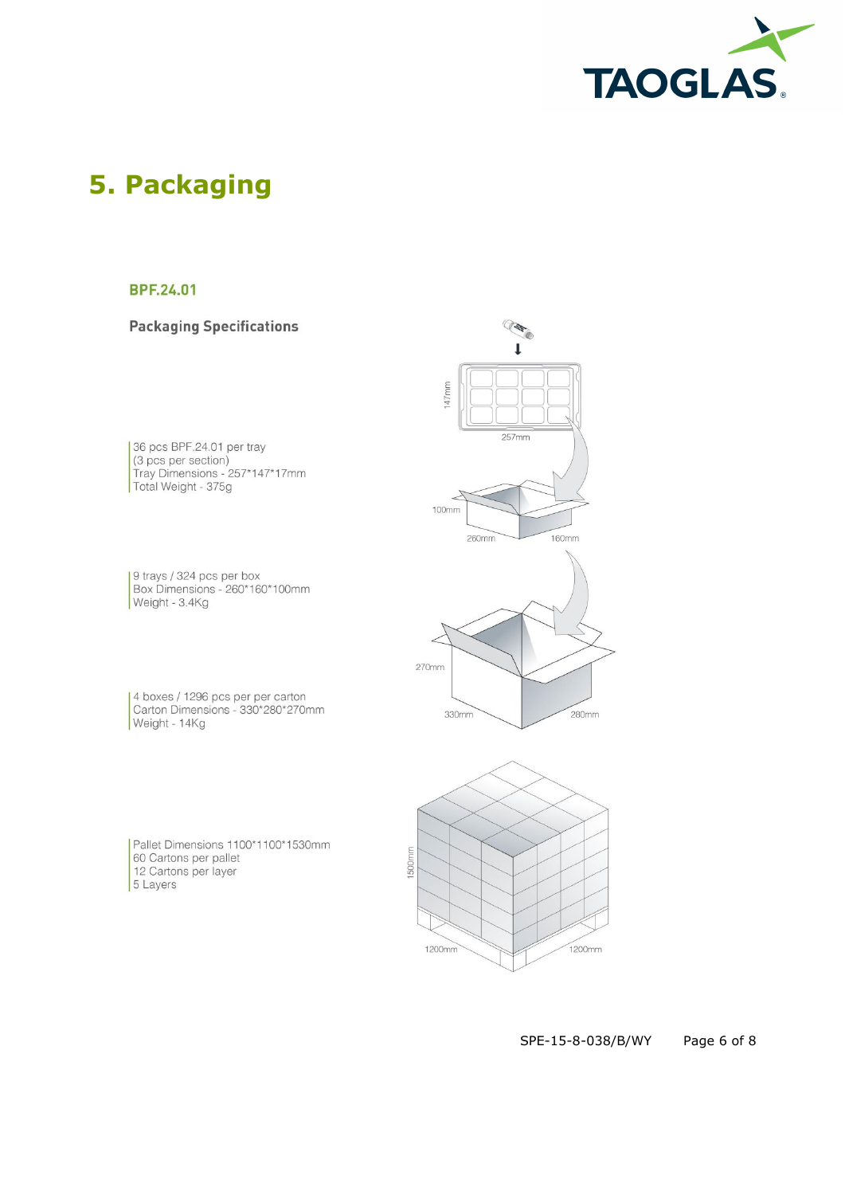# 5. Packaging

## BPF.24.01

### Packaging Specifications

36 pcs BPF.24.01 per tray
(3 pcs per section)
Tray Dimensions - 257*147*17mm
Total Weight - 375g

9 trays / 324 pcs per box
Box Dimensions - 260*160*100mm
Weight - 3.4Kg

4 boxes / 1296 pcs per per carton
Carton Dimensions - 330*280*270mm
Weight - 14Kg

Pallet Dimensions 1100*1100*1530mm
60 Cartons per pallet
12 Cartons per layer
5 Layers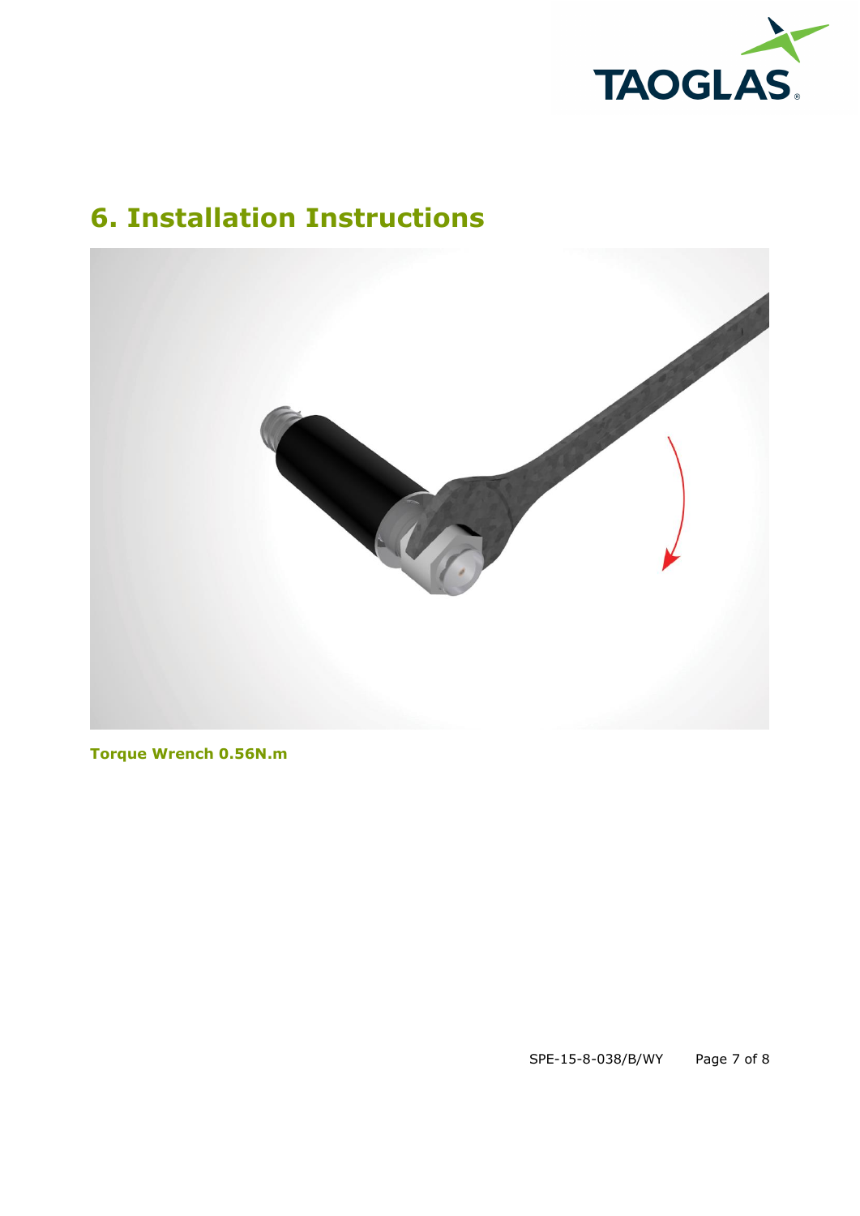# 6. Installation Instructions

**Torque Wrench 0.56N.m**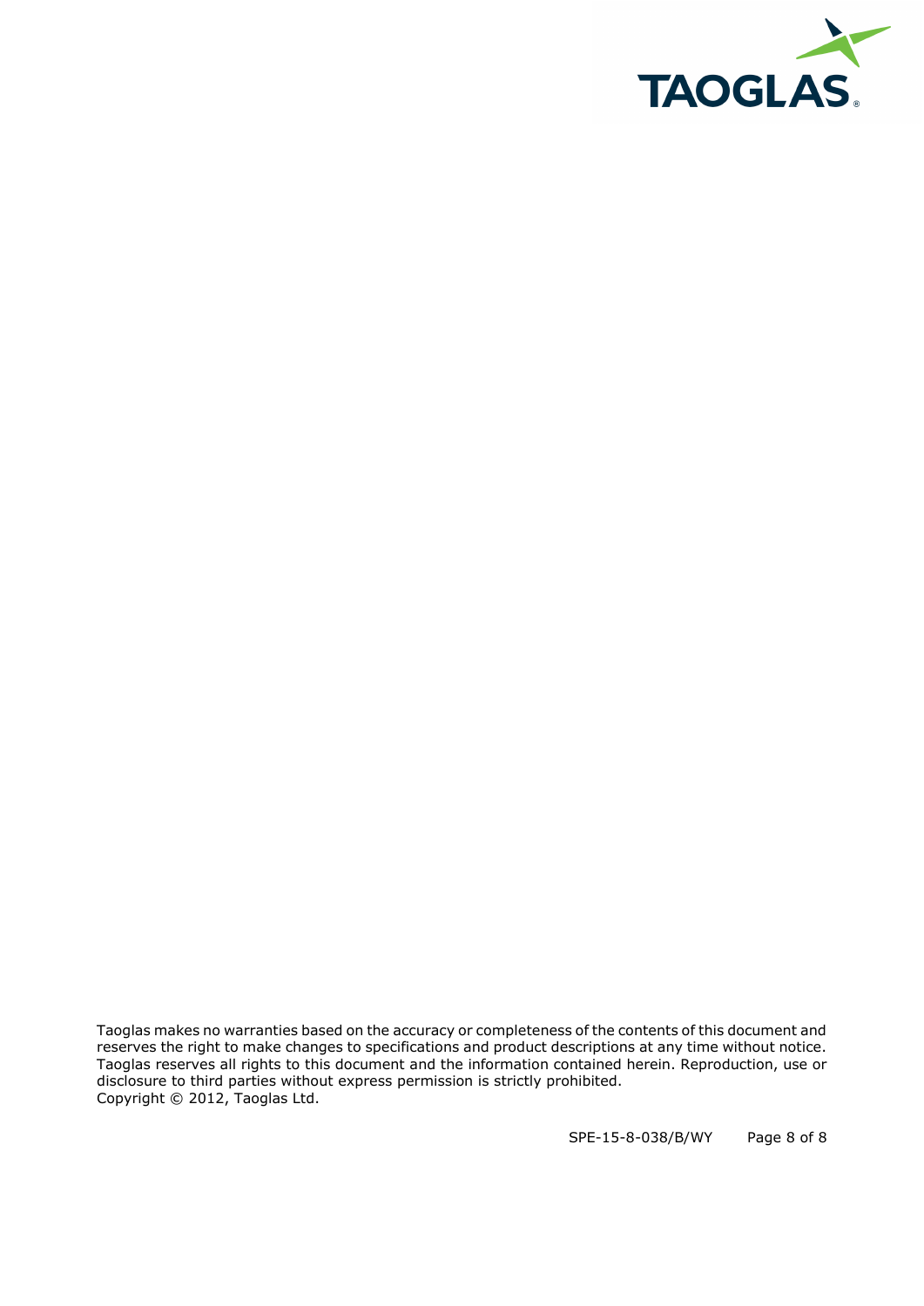Taoglas makes no warranties based on the accuracy or completeness of the contents of this document and reserves the right to make changes to specifications and product descriptions at any time without notice. Taoglas reserves all rights to this document and the information contained herein. Reproduction, use or disclosure to third parties without express permission is strictly prohibited.
Copyright © 2012, Taoglas Ltd.